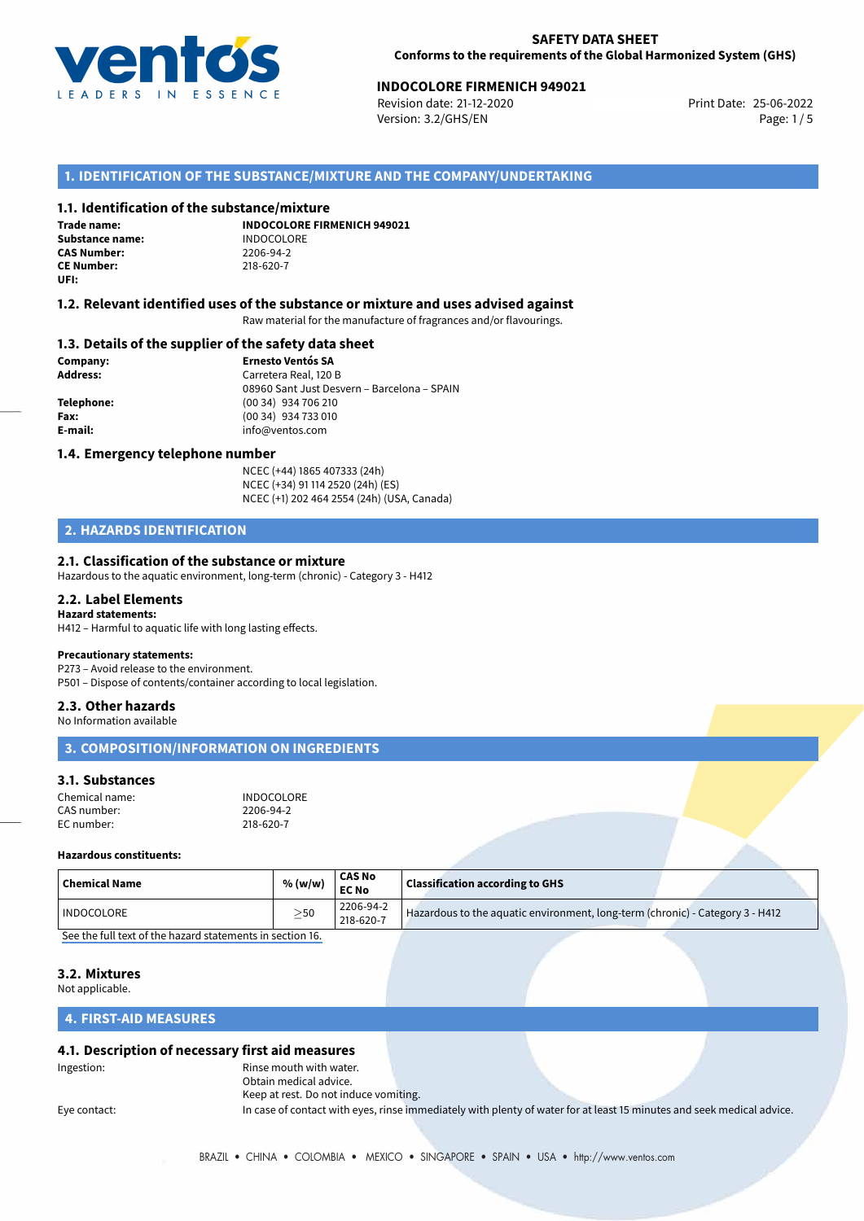**SAFETY DATA SHEET**
**Conforms to the requirements of the Global Harmonized System (GHS)**

**INDOCOLORE FIRMENICH 949021**
Revision date: 21-12-2020
Version: 3.2/GHS/EN
Print Date: 25-06-2022

## 1. IDENTIFICATION OF THE SUBSTANCE/MIXTURE AND THE COMPANY/UNDERTAKING

### 1.1. Identification of the substance/mixture

**Trade name:** **INDOCOLORE FIRMENICH 949021**
**Substance name:** INDOCOLORE
**CAS Number:** 2206-94-2
**CE Number:** 218-620-7
**UFI:**

### 1.2. Relevant identified uses of the substance or mixture and uses advised against

Raw material for the manufacture of fragrances and/or flavourings.

### 1.3. Details of the supplier of the safety data sheet

**Company:** **Ernesto Ventós SA**
**Address:** Carretera Real, 120 B
08960 Sant Just Desvern – Barcelona – SPAIN
**Telephone:** (00 34) 934 706 210
**Fax:** (00 34) 934 733 010
**E-mail:** info@ventos.com

### 1.4. Emergency telephone number

NCEC (+44) 1865 407333 (24h)
NCEC (+34) 91 114 2520 (24h) (ES)
NCEC (+1) 202 464 2554 (24h) (USA, Canada)

## 2. HAZARDS IDENTIFICATION

### 2.1. Classification of the substance or mixture

Hazardous to the aquatic environment, long-term (chronic) - Category 3 - H412

### 2.2. Label Elements

**Hazard statements:**
H412 – Harmful to aquatic life with long lasting effects.

**Precautionary statements:**
P273 – Avoid release to the environment.
P501 – Dispose of contents/container according to local legislation.

### 2.3. Other hazards

No Information available

## 3. COMPOSITION/INFORMATION ON INGREDIENTS

### 3.1. Substances

Chemical name: INDOCOLORE
CAS number: 2206-94-2
EC number: 218-620-7

**Hazardous constituents:**

| Chemical Name | % (w/w) | CAS No EC No | Classification according to GHS |
|---|---|---|---|
| INDOCOLORE | $\geq$50 | 2206-94-2 218-620-7 | Hazardous to the aquatic environment, long-term (chronic) - Category 3 - H412 |

See the full text of the hazard statements in section 16.

### 3.2. Mixtures

Not applicable.

## 4. FIRST-AID MEASURES

### 4.1. Description of necessary first aid measures

Ingestion: Rinse mouth with water.
Obtain medical advice.
Keep at rest. Do not induce vomiting.

Eye contact: In case of contact with eyes, rinse immediately with plenty of water for at least 15 minutes and seek medical advice.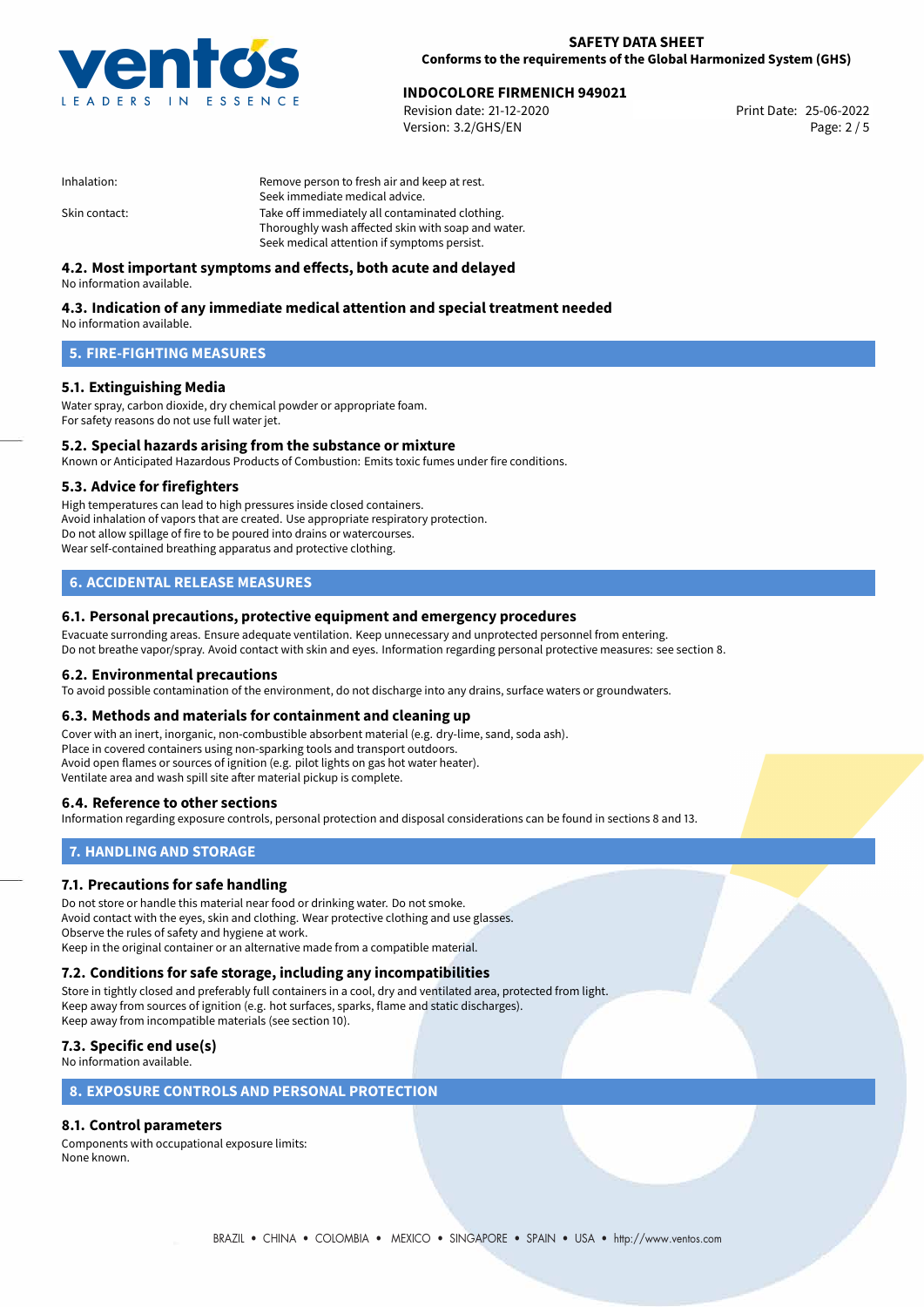| | |
|---|---|
| Inhalation: | Remove person to fresh air and keep at rest. Seek immediate medical advice. |
| Skin contact: | Take off immediately all contaminated clothing. Thoroughly wash affected skin with soap and water. Seek medical attention if symptoms persist. |

### 4.2. Most important symptoms and effects, both acute and delayed

No information available.

### 4.3. Indication of any immediate medical attention and special treatment needed

No information available.

## 5. FIRE-FIGHTING MEASURES

### 5.1. Extinguishing Media

Water spray, carbon dioxide, dry chemical powder or appropriate foam.
For safety reasons do not use full water jet.

### 5.2. Special hazards arising from the substance or mixture

Known or Anticipated Hazardous Products of Combustion: Emits toxic fumes under fire conditions.

### 5.3. Advice for firefighters

High temperatures can lead to high pressures inside closed containers.
Avoid inhalation of vapors that are created. Use appropriate respiratory protection.
Do not allow spillage of fire to be poured into drains or watercourses.
Wear self-contained breathing apparatus and protective clothing.

## 6. ACCIDENTAL RELEASE MEASURES

### 6.1. Personal precautions, protective equipment and emergency procedures

Evacuate surronding areas. Ensure adequate ventilation. Keep unnecessary and unprotected personnel from entering.
Do not breathe vapor/spray. Avoid contact with skin and eyes. Information regarding personal protective measures: see section 8.

### 6.2. Environmental precautions

To avoid possible contamination of the environment, do not discharge into any drains, surface waters or groundwaters.

### 6.3. Methods and materials for containment and cleaning up

Cover with an inert, inorganic, non-combustible absorbent material (e.g. dry-lime, sand, soda ash).
Place in covered containers using non-sparking tools and transport outdoors.
Avoid open flames or sources of ignition (e.g. pilot lights on gas hot water heater).
Ventilate area and wash spill site after material pickup is complete.

### 6.4. Reference to other sections

Information regarding exposure controls, personal protection and disposal considerations can be found in sections 8 and 13.

## 7. HANDLING AND STORAGE

### 7.1. Precautions for safe handling

Do not store or handle this material near food or drinking water. Do not smoke.
Avoid contact with the eyes, skin and clothing. Wear protective clothing and use glasses.
Observe the rules of safety and hygiene at work.
Keep in the original container or an alternative made from a compatible material.

### 7.2. Conditions for safe storage, including any incompatibilities

Store in tightly closed and preferably full containers in a cool, dry and ventilated area, protected from light.
Keep away from sources of ignition (e.g. hot surfaces, sparks, flame and static discharges).
Keep away from incompatible materials (see section 10).

### 7.3. Specific end use(s)

No information available.

## 8. EXPOSURE CONTROLS AND PERSONAL PROTECTION

### 8.1. Control parameters

Components with occupational exposure limits:
None known.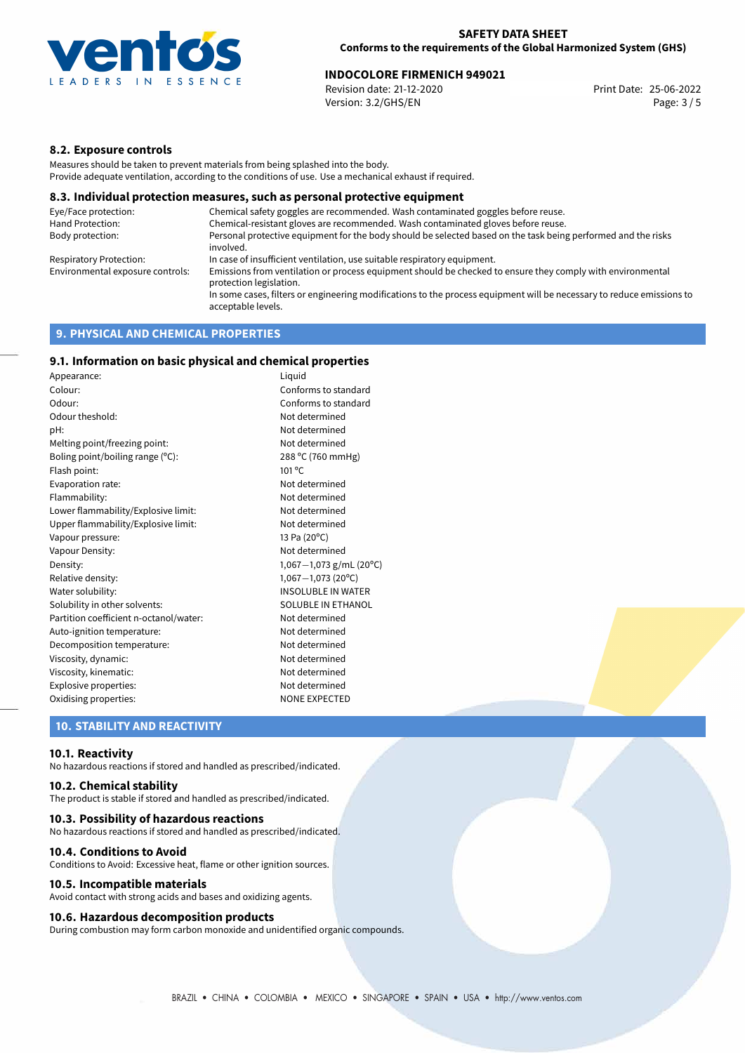## 8.2. Exposure controls

Measures should be taken to prevent materials from being splashed into the body.
Provide adequate ventilation, according to the conditions of use. Use a mechanical exhaust if required.

## 8.3. Individual protection measures, such as personal protective equipment

| | |
|---|---|
| Eye/Face protection: | Chemical safety goggles are recommended. Wash contaminated goggles before reuse. |
| Hand Protection: | Chemical-resistant gloves are recommended. Wash contaminated gloves before reuse. |
| Body protection: | Personal protective equipment for the body should be selected based on the task being performed and the risks involved. |
| Respiratory Protection: | In case of insufficient ventilation, use suitable respiratory equipment. |
| Environmental exposure controls: | Emissions from ventilation or process equipment should be checked to ensure they comply with environmental protection legislation.<br>In some cases, filters or engineering modifications to the process equipment will be necessary to reduce emissions to acceptable levels. |

# 9. PHYSICAL AND CHEMICAL PROPERTIES

## 9.1. Information on basic physical and chemical properties

| | |
|---|---|
| Appearance: | Liquid |
| Colour: | Conforms to standard |
| Odour: | Conforms to standard |
| Odour theshold: | Not determined |
| pH: | Not determined |
| Melting point/freezing point: | Not determined |
| Boling point/boiling range (°C): | 288 °C (760 mmHg) |
| Flash point: | 101 °C |
| Evaporation rate: | Not determined |
| Flammability: | Not determined |
| Lower flammability/Explosive limit: | Not determined |
| Upper flammability/Explosive limit: | Not determined |
| Vapour pressure: | 13 Pa (20°C) |
| Vapour Density: | Not determined |
| Density: | 1,067—1,073 g/mL (20°C) |
| Relative density: | 1,067—1,073 (20°C) |
| Water solubility: | INSOLUBLE IN WATER |
| Solubility in other solvents: | SOLUBLE IN ETHANOL |
| Partition coefficient n-octanol/water: | Not determined |
| Auto-ignition temperature: | Not determined |
| Decomposition temperature: | Not determined |
| Viscosity, dynamic: | Not determined |
| Viscosity, kinematic: | Not determined |
| Explosive properties: | Not determined |
| Oxidising properties: | NONE EXPECTED |

# 10. STABILITY AND REACTIVITY

## 10.1. Reactivity

No hazardous reactions if stored and handled as prescribed/indicated.

## 10.2. Chemical stability

The product is stable if stored and handled as prescribed/indicated.

## 10.3. Possibility of hazardous reactions

No hazardous reactions if stored and handled as prescribed/indicated.

## 10.4. Conditions to Avoid

Conditions to Avoid: Excessive heat, flame or other ignition sources.

## 10.5. Incompatible materials

Avoid contact with strong acids and bases and oxidizing agents.

## 10.6. Hazardous decomposition products

During combustion may form carbon monoxide and unidentified organic compounds.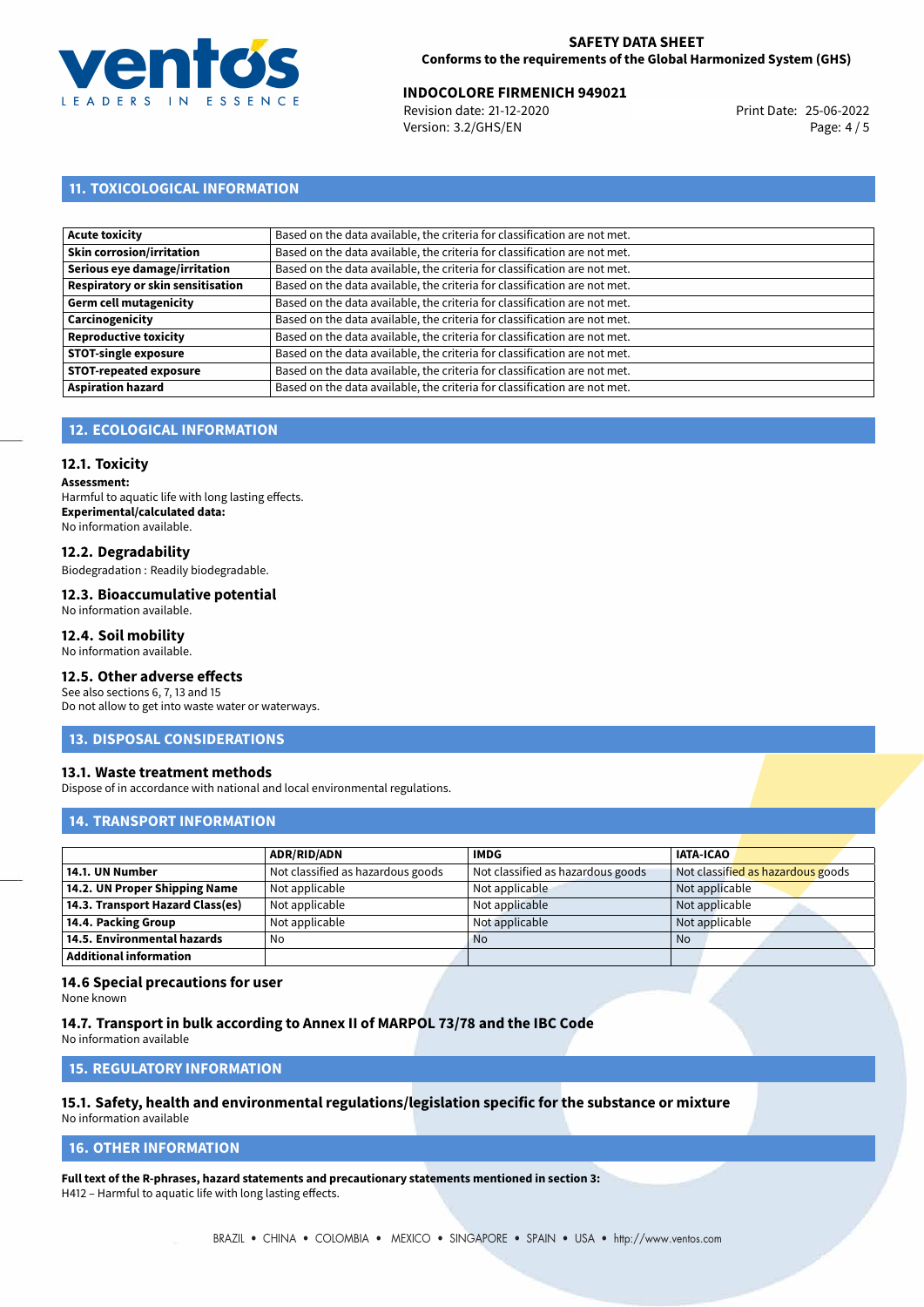## 11. TOXICOLOGICAL INFORMATION

| | |
|---|---|
| **Acute toxicity** | Based on the data available, the criteria for classification are not met. |
| **Skin corrosion/irritation** | Based on the data available, the criteria for classification are not met. |
| **Serious eye damage/irritation** | Based on the data available, the criteria for classification are not met. |
| **Respiratory or skin sensitisation** | Based on the data available, the criteria for classification are not met. |
| **Germ cell mutagenicity** | Based on the data available, the criteria for classification are not met. |
| **Carcinogenicity** | Based on the data available, the criteria for classification are not met. |
| **Reproductive toxicity** | Based on the data available, the criteria for classification are not met. |
| **STOT-single exposure** | Based on the data available, the criteria for classification are not met. |
| **STOT-repeated exposure** | Based on the data available, the criteria for classification are not met. |
| **Aspiration hazard** | Based on the data available, the criteria for classification are not met. |

## 12. ECOLOGICAL INFORMATION

### 12.1. Toxicity

**Assessment:**
Harmful to aquatic life with long lasting effects.
**Experimental/calculated data:**
No information available.

### 12.2. Degradability

Biodegradation : Readily biodegradable.

### 12.3. Bioaccumulative potential

No information available.

### 12.4. Soil mobility

No information available.

### 12.5. Other adverse effects

See also sections 6, 7, 13 and 15
Do not allow to get into waste water or waterways.

## 13. DISPOSAL CONSIDERATIONS

### 13.1. Waste treatment methods

Dispose of in accordance with national and local environmental regulations.

## 14. TRANSPORT INFORMATION

| | ADR/RID/ADN | IMDG | IATA-ICAO |
|---|---|---|---|
| **14.1. UN Number** | Not classified as hazardous goods | Not classified as hazardous goods | Not classified as hazardous goods |
| **14.2. UN Proper Shipping Name** | Not applicable | Not applicable | Not applicable |
| **14.3. Transport Hazard Class(es)** | Not applicable | Not applicable | Not applicable |
| **14.4. Packing Group** | Not applicable | Not applicable | Not applicable |
| **14.5. Environmental hazards** | No | No | No |
| **Additional information** | | | |

### 14.6 Special precautions for user

None known

### 14.7. Transport in bulk according to Annex II of MARPOL 73/78 and the IBC Code

No information available

## 15. REGULATORY INFORMATION

### 15.1. Safety, health and environmental regulations/legislation specific for the substance or mixture

No information available

## 16. OTHER INFORMATION

**Full text of the R-phrases, hazard statements and precautionary statements mentioned in section 3:**
H412 – Harmful to aquatic life with long lasting effects.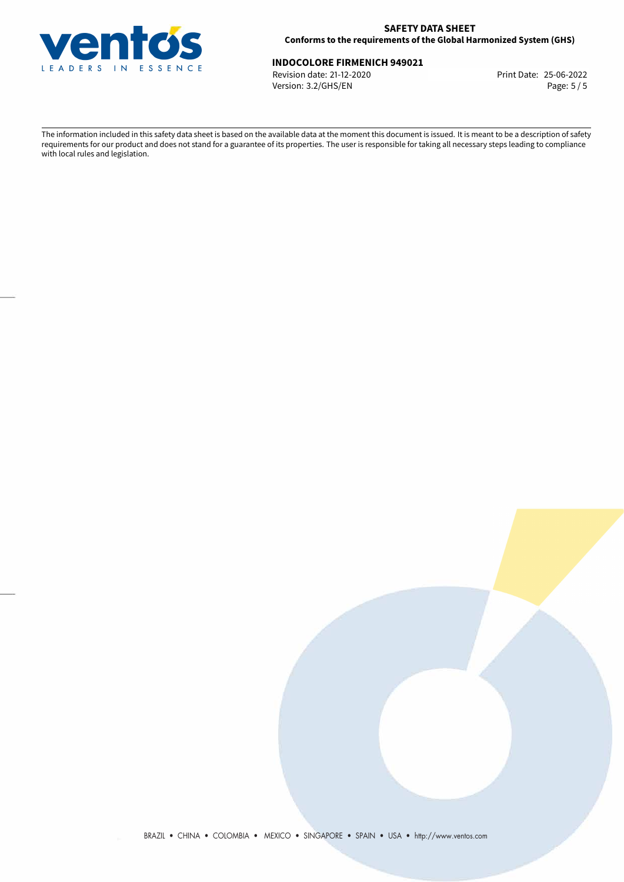The information included in this safety data sheet is based on the available data at the moment this document is issued. It is meant to be a description of safety requirements for our product and does not stand for a guarantee of its properties. The user is responsible for taking all necessary steps leading to compliance with local rules and legislation.